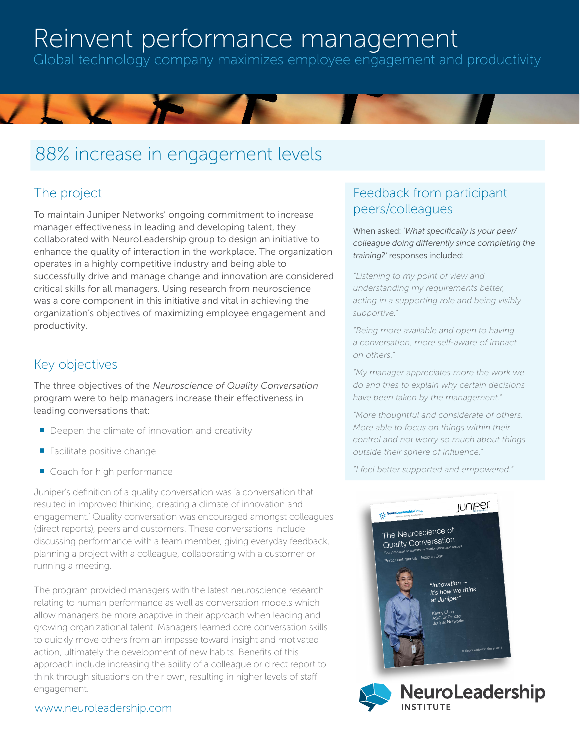# Reinvent performance management

Global technology company maximizes employee engagement and productivity

## 88% increase in engagement levels

### The project

To maintain Juniper Networks' ongoing commitment to increase manager effectiveness in leading and developing talent, they collaborated with NeuroLeadership group to design an initiative to enhance the quality of interaction in the workplace. The organization operates in a highly competitive industry and being able to successfully drive and manage change and innovation are considered critical skills for all managers. Using research from neuroscience was a core component in this initiative and vital in achieving the organization's objectives of maximizing employee engagement and productivity.

### Key objectives

The three objectives of the *Neuroscience of Quality Conversation* program were to help managers increase their effectiveness in leading conversations that:

- Deepen the climate of innovation and creativity
- Facilitate positive change
- Coach for high performance

Juniper's definition of a quality conversation was 'a conversation that resulted in improved thinking, creating a climate of innovation and engagement.' Quality conversation was encouraged amongst colleagues (direct reports), peers and customers. These conversations include discussing performance with a team member, giving everyday feedback, planning a project with a colleague, collaborating with a customer or running a meeting.

The program provided managers with the latest neuroscience research relating to human performance as well as conversation models which allow managers be more adaptive in their approach when leading and growing organizational talent. Managers learned core conversation skills to quickly move others from an impasse toward insight and motivated action, ultimately the development of new habits. Benefits of this approach include increasing the ability of a colleague or direct report to think through situations on their own, resulting in higher levels of staff engagement.

### Feedback from participant peers/colleagues

When asked: *'What specifically is your peer/ colleague doing differently since completing the training?'* responses included:

*"Listening to my point of view and understanding my requirements better, acting in a supporting role and being visibly supportive."*

*"Being more available and open to having a conversation, more self-aware of impact on others."*

*"My manager appreciates more the work we do and tries to explain why certain decisions have been taken by the management."*

*"More thoughtful and considerate of others. More able to focus on things within their control and not worry so much about things outside their sphere of influence."*

*"I feel better supported and empowered."*

NeuroLeadership Group | JUNIPER NETWORKS

The Neuroscience of Quality Conversation

Four practices to transform relationships and results

Participant manual - Module One

"Innovation -- It's how we think at Juniper"

Kenny Chen, ASIC Sr Director, Juniper Networks

© NeuroLeadership Group 2011

NeuroLeadership INSTITUTE

www.neuroleadership.com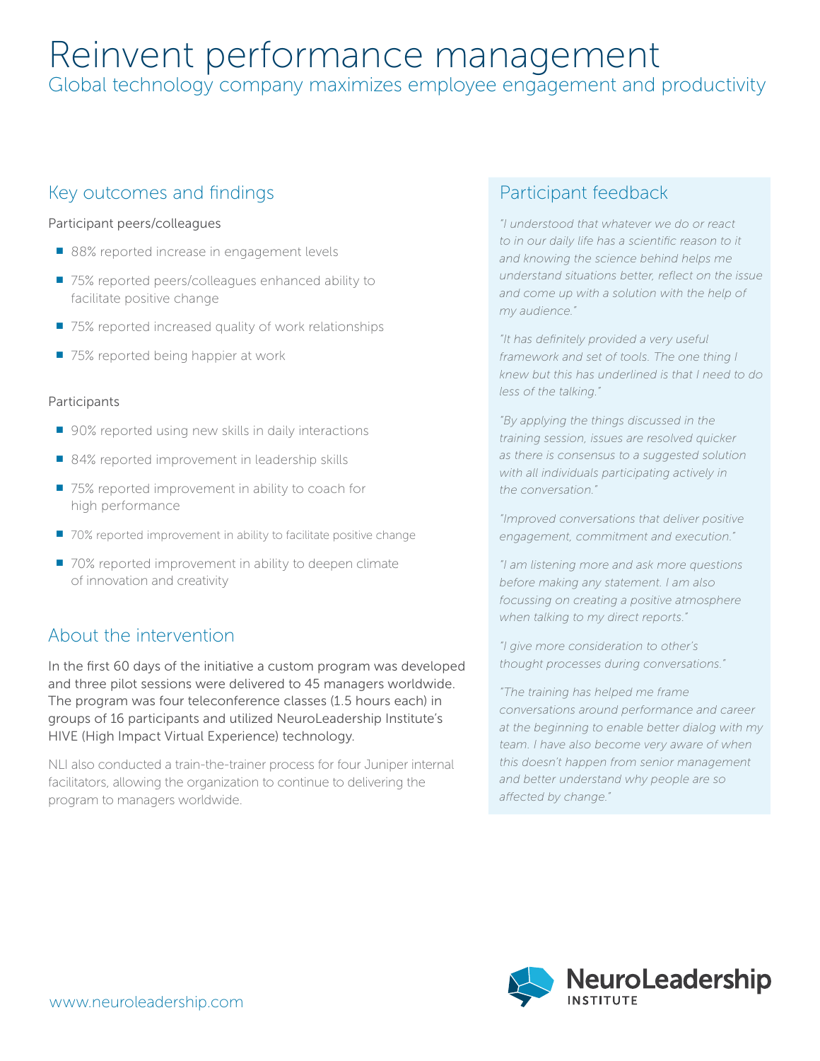# Reinvent performance management

## Global technology company maximizes employee engagement and productivity

## Key outcomes and findings

Participant peers/colleagues

- 88% reported increase in engagement levels
- 75% reported peers/colleagues enhanced ability to facilitate positive change
- 75% reported increased quality of work relationships
- 75% reported being happier at work

Participants

- 90% reported using new skills in daily interactions
- 84% reported improvement in leadership skills
- 75% reported improvement in ability to coach for high performance
- 70% reported improvement in ability to facilitate positive change
- 70% reported improvement in ability to deepen climate of innovation and creativity

## About the intervention

In the first 60 days of the initiative a custom program was developed and three pilot sessions were delivered to 45 managers worldwide. The program was four teleconference classes (1.5 hours each) in groups of 16 participants and utilized NeuroLeadership Institute's HIVE (High Impact Virtual Experience) technology.

NLI also conducted a train-the-trainer process for four Juniper internal facilitators, allowing the organization to continue to delivering the program to managers worldwide.

## Participant feedback

*"I understood that whatever we do or react to in our daily life has a scientific reason to it and knowing the science behind helps me understand situations better, reflect on the issue and come up with a solution with the help of my audience."*

*"It has definitely provided a very useful framework and set of tools. The one thing I knew but this has underlined is that I need to do less of the talking."*

*"By applying the things discussed in the training session, issues are resolved quicker as there is consensus to a suggested solution with all individuals participating actively in the conversation."*

*"Improved conversations that deliver positive engagement, commitment and execution."*

*"I am listening more and ask more questions before making any statement. I am also focussing on creating a positive atmosphere when talking to my direct reports."*

*"I give more consideration to other's thought processes during conversations."*

*"The training has helped me frame conversations around performance and career at the beginning to enable better dialog with my team. I have also become very aware of when this doesn't happen from senior management and better understand why people are so affected by change."*

www.neuroleadership.com

NeuroLeadership INSTITUTE